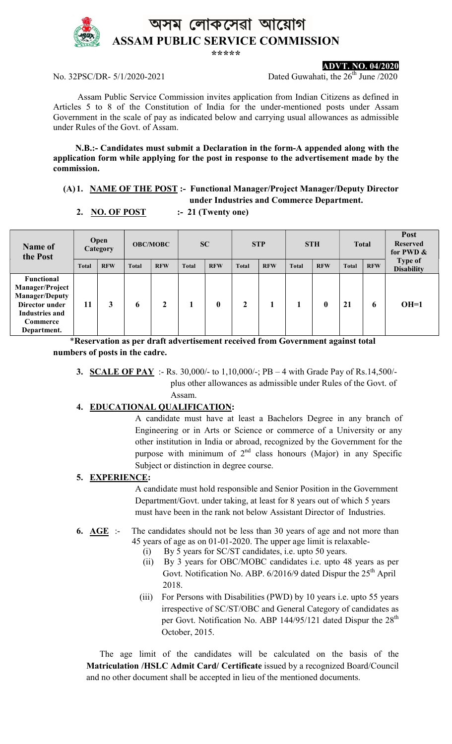# অসম লোকসেৱা আয়োগ

# ASSAM PUBLIC SERVICE COMMISSION

\*\*\*\*\*

**ADVT. NO. 04/2020**

No. 32PSC/DR- 5/1/2020-2021 Dated Guwahati, the 26th June /2020

Assam Public Service Commission invites application from Indian Citizens as defined in Articles 5 to 8 of the Constitution of India for the under-mentioned posts under Assam Government in the scale of pay as indicated below and carrying usual allowances as admissible under Rules of the Govt. of Assam.

**N.B.:- Candidates must submit a Declaration in the form-A appended along with the application form while applying for the post in response to the advertisement made by the commission.**

**(A) 1. NAME OF THE POST :- Functional Manager/Project Manager/Deputy Director under Industries and Commerce Department.**

**2. NO. OF POST :- 21 (Twenty one)**

| Name of the Post | Open Category | | OBC/MOBC | | SC | | STP | | STH | | Total | | Post Reserved for PWD & Type of Disability |
|---|---|---|---|---|---|---|---|---|---|---|---|---|---|
| | Total | RFW | Total | RFW | Total | RFW | Total | RFW | Total | RFW | Total | RFW | |
| **Functional Manager/Project Manager/Deputy Director under Industries and Commerce Department.** | 11 | 3 | 6 | 2 | 1 | 0 | 2 | 1 | 1 | 0 | 21 | 6 | OH=1 |

**\*Reservation as per draft advertisement received from Government against total numbers of posts in the cadre.**

**3. SCALE OF PAY** :- Rs. 30,000/- to 1,10,000/-; PB – 4 with Grade Pay of Rs.14,500/- plus other allowances as admissible under Rules of the Govt. of Assam.

**4. EDUCATIONAL QUALIFICATION:**

A candidate must have at least a Bachelors Degree in any branch of Engineering or in Arts or Science or commerce of a University or any other institution in India or abroad, recognized by the Government for the purpose with minimum of 2nd class honours (Major) in any Specific Subject or distinction in degree course.

**5. EXPERIENCE:**

A candidate must hold responsible and Senior Position in the Government Department/Govt. under taking, at least for 8 years out of which 5 years must have been in the rank not below Assistant Director of Industries.

**6. AGE** :- The candidates should not be less than 30 years of age and not more than 45 years of age as on 01-01-2020. The upper age limit is relaxable-

(i) By 5 years for SC/ST candidates, i.e. upto 50 years.

(ii) By 3 years for OBC/MOBC candidates i.e. upto 48 years as per Govt. Notification No. ABP. 6/2016/9 dated Dispur the 25th April 2018.

(iii) For Persons with Disabilities (PWD) by 10 years i.e. upto 55 years irrespective of SC/ST/OBC and General Category of candidates as per Govt. Notification No. ABP 144/95/121 dated Dispur the 28th October, 2015.

The age limit of the candidates will be calculated on the basis of the **Matriculation /HSLC Admit Card/ Certificate** issued by a recognized Board/Council and no other document shall be accepted in lieu of the mentioned documents.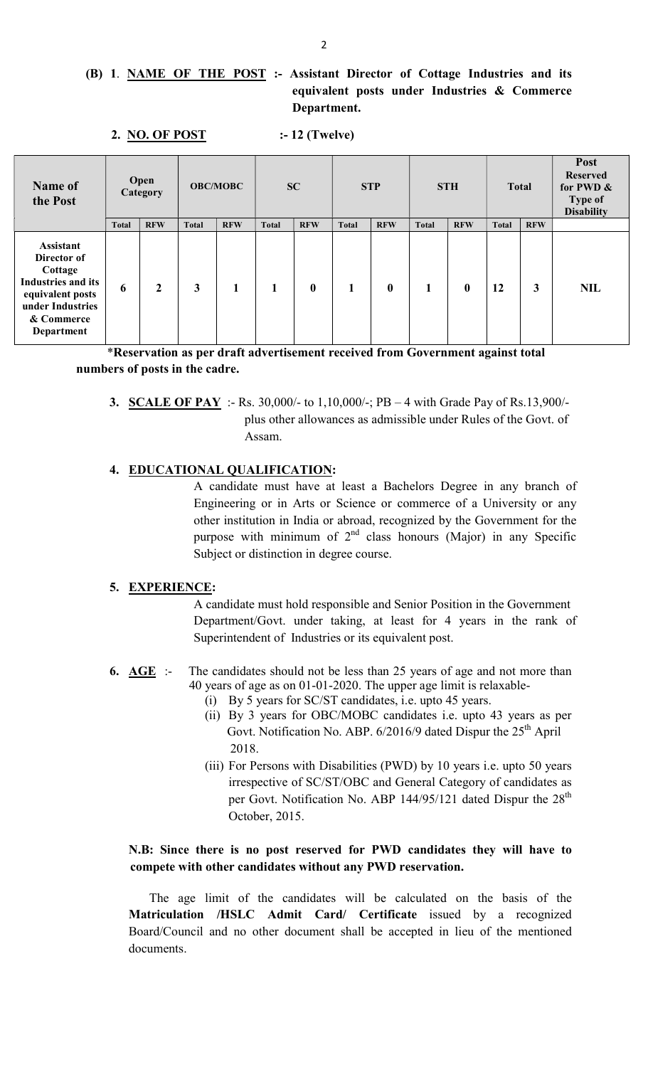**(B) 1**. **NAME OF THE POST :- Assistant Director of Cottage Industries and its equivalent posts under Industries & Commerce Department.**

**2. NO. OF POST :- 12 (Twelve)**

| Name of the Post | Open Category | | OBC/MOBC | | SC | | STP | | STH | | Total | | Post Reserved for PWD & Type of Disability |
|---|---|---|---|---|---|---|---|---|---|---|---|---|---|
| | Total | RFW | Total | RFW | Total | RFW | Total | RFW | Total | RFW | Total | RFW | |
| **Assistant Director of Cottage Industries and its equivalent posts under Industries & Commerce Department** | **6** | **2** | **3** | **1** | **1** | **0** | **1** | **0** | **1** | **0** | **12** | **3** | **NIL** |

*__Reservation as per draft advertisement received from Government against total numbers of posts in the cadre.__

**3. SCALE OF PAY** :- Rs. 30,000/- to 1,10,000/-; PB – 4 with Grade Pay of Rs.13,900/- plus other allowances as admissible under Rules of the Govt. of Assam.

**4. EDUCATIONAL QUALIFICATION:**

A candidate must have at least a Bachelors Degree in any branch of Engineering or in Arts or Science or commerce of a University or any other institution in India or abroad, recognized by the Government for the purpose with minimum of 2nd class honours (Major) in any Specific Subject or distinction in degree course.

**5. EXPERIENCE:**

A candidate must hold responsible and Senior Position in the Government Department/Govt. under taking, at least for 4 years in the rank of Superintendent of Industries or its equivalent post.

**6. AGE** :- The candidates should not be less than 25 years of age and not more than 40 years of age as on 01-01-2020. The upper age limit is relaxable-

(i) By 5 years for SC/ST candidates, i.e. upto 45 years.

(ii) By 3 years for OBC/MOBC candidates i.e. upto 43 years as per Govt. Notification No. ABP. 6/2016/9 dated Dispur the 25th April 2018.

(iii) For Persons with Disabilities (PWD) by 10 years i.e. upto 50 years irrespective of SC/ST/OBC and General Category of candidates as per Govt. Notification No. ABP 144/95/121 dated Dispur the 28th October, 2015.

**N.B: Since there is no post reserved for PWD candidates they will have to compete with other candidates without any PWD reservation.**

The age limit of the candidates will be calculated on the basis of the **Matriculation /HSLC Admit Card/ Certificate** issued by a recognized Board/Council and no other document shall be accepted in lieu of the mentioned documents.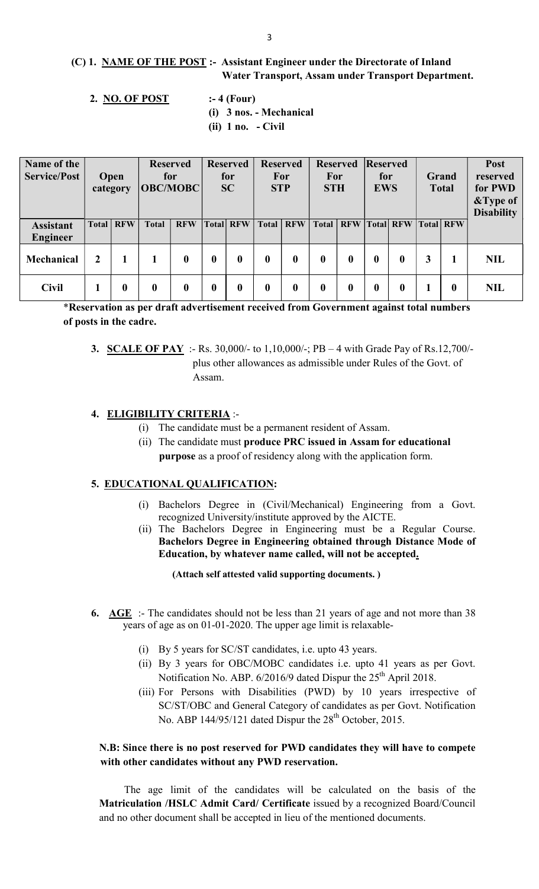**(C) 1. NAME OF THE POST :- Assistant Engineer under the Directorate of Inland Water Transport, Assam under Transport Department.**

**2. NO. OF POST :- 4 (Four)**

**(i) 3 nos. - Mechanical**

**(ii) 1 no. - Civil**

| Name of the Service/Post | Open category | | Reserved for OBC/MOBC | | Reserved for SC | | Reserved For STP | | Reserved For STH | | Reserved for EWS | | Grand Total | | Post reserved for PWD &Type of Disability |
|---|---|---|---|---|---|---|---|---|---|---|---|---|---|---|---|
| **Assistant Engineer** | **Total** | **RFW** | **Total** | **RFW** | **Total** | **RFW** | **Total** | **RFW** | **Total** | **RFW** | **Total** | **RFW** | **Total** | **RFW** | |
| **Mechanical** | **2** | **1** | **1** | **0** | **0** | **0** | **0** | **0** | **0** | **0** | **0** | **0** | **3** | **1** | **NIL** |
| **Civil** | **1** | **0** | **0** | **0** | **0** | **0** | **0** | **0** | **0** | **0** | **0** | **0** | **1** | **0** | **NIL** |

***Reservation as per draft advertisement received from Government against total numbers of posts in the cadre.**

**3. SCALE OF PAY** :- Rs. 30,000/- to 1,10,000/-; PB – 4 with Grade Pay of Rs.12,700/- plus other allowances as admissible under Rules of the Govt. of Assam.

**4. ELIGIBILITY CRITERIA** :-

(i) The candidate must be a permanent resident of Assam.

(ii) The candidate must **produce PRC issued in Assam for educational purpose** as a proof of residency along with the application form.

**5. EDUCATIONAL QUALIFICATION:**

(i) Bachelors Degree in (Civil/Mechanical) Engineering from a Govt. recognized University/institute approved by the AICTE.

(ii) The Bachelors Degree in Engineering must be a Regular Course. **Bachelors Degree in Engineering obtained through Distance Mode of Education, by whatever name called, will not be accepted.**

**(Attach self attested valid supporting documents. )**

**6. AGE** :- The candidates should not be less than 21 years of age and not more than 38 years of age as on 01-01-2020. The upper age limit is relaxable-

(i) By 5 years for SC/ST candidates, i.e. upto 43 years.

(ii) By 3 years for OBC/MOBC candidates i.e. upto 41 years as per Govt. Notification No. ABP. 6/2016/9 dated Dispur the 25th April 2018.

(iii) For Persons with Disabilities (PWD) by 10 years irrespective of SC/ST/OBC and General Category of candidates as per Govt. Notification No. ABP 144/95/121 dated Dispur the 28th October, 2015.

**N.B: Since there is no post reserved for PWD candidates they will have to compete with other candidates without any PWD reservation.**

The age limit of the candidates will be calculated on the basis of the **Matriculation /HSLC Admit Card/ Certificate** issued by a recognized Board/Council and no other document shall be accepted in lieu of the mentioned documents.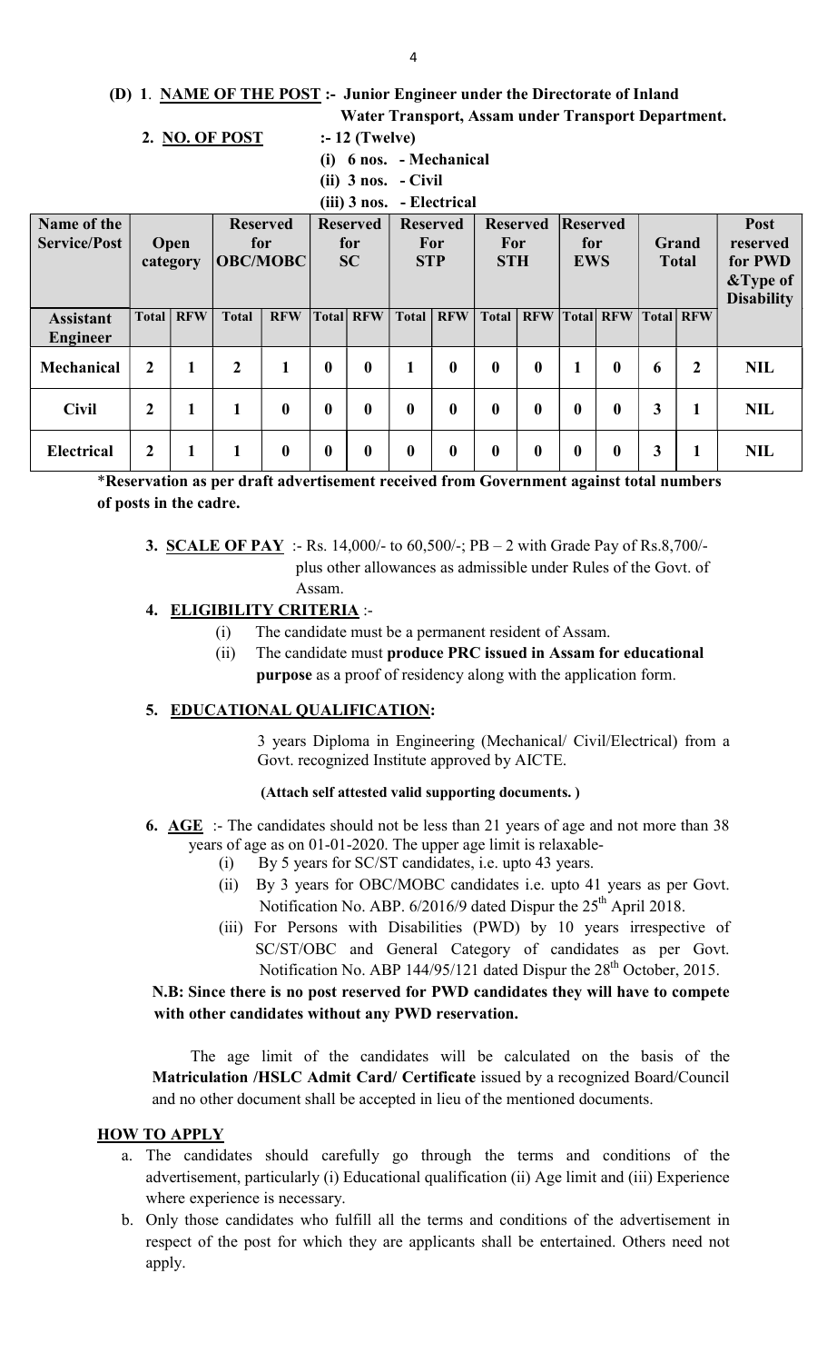**(D) 1. NAME OF THE POST :- Junior Engineer under the Directorate of Inland Water Transport, Assam under Transport Department.**

**2. NO. OF POST :- 12 (Twelve)**

**(i) 6 nos. - Mechanical**

**(ii) 3 nos. - Civil**

**(iii) 3 nos. - Electrical**

| Name of the Service/Post | Open category | | Reserved for OBC/MOBC | | Reserved for SC | | Reserved For STP | | Reserved For STH | | Reserved for EWS | | Grand Total | | Post reserved for PWD &Type of Disability |
|---|---|---|---|---|---|---|---|---|---|---|---|---|---|---|---|
| **Assistant Engineer** | Total | RFW | Total | RFW | Total | RFW | Total | RFW | Total | RFW | Total | RFW | Total | RFW | |
| **Mechanical** | 2 | 1 | 2 | 1 | 0 | 0 | 1 | 0 | 0 | 0 | 1 | 0 | 6 | 2 | NIL |
| **Civil** | 2 | 1 | 1 | 0 | 0 | 0 | 0 | 0 | 0 | 0 | 0 | 0 | 3 | 1 | NIL |
| **Electrical** | 2 | 1 | 1 | 0 | 0 | 0 | 0 | 0 | 0 | 0 | 0 | 0 | 3 | 1 | NIL |

***Reservation as per draft advertisement received from Government against total numbers of posts in the cadre.**

**3. SCALE OF PAY** :- Rs. 14,000/- to 60,500/-; PB – 2 with Grade Pay of Rs.8,700/- plus other allowances as admissible under Rules of the Govt. of Assam.

**4. ELIGIBILITY CRITERIA** :-

(i) The candidate must be a permanent resident of Assam.

(ii) The candidate must **produce PRC issued in Assam for educational purpose** as a proof of residency along with the application form.

**5. EDUCATIONAL QUALIFICATION:**

3 years Diploma in Engineering (Mechanical/ Civil/Electrical) from a Govt. recognized Institute approved by AICTE.

**(Attach self attested valid supporting documents. )**

**6. AGE** :- The candidates should not be less than 21 years of age and not more than 38 years of age as on 01-01-2020. The upper age limit is relaxable-

(i) By 5 years for SC/ST candidates, i.e. upto 43 years.

(ii) By 3 years for OBC/MOBC candidates i.e. upto 41 years as per Govt. Notification No. ABP. 6/2016/9 dated Dispur the 25th April 2018.

(iii) For Persons with Disabilities (PWD) by 10 years irrespective of SC/ST/OBC and General Category of candidates as per Govt. Notification No. ABP 144/95/121 dated Dispur the 28th October, 2015.

**N.B: Since there is no post reserved for PWD candidates they will have to compete with other candidates without any PWD reservation.**

The age limit of the candidates will be calculated on the basis of the **Matriculation /HSLC Admit Card/ Certificate** issued by a recognized Board/Council and no other document shall be accepted in lieu of the mentioned documents.

**HOW TO APPLY**

a. The candidates should carefully go through the terms and conditions of the advertisement, particularly (i) Educational qualification (ii) Age limit and (iii) Experience where experience is necessary.

b. Only those candidates who fulfill all the terms and conditions of the advertisement in respect of the post for which they are applicants shall be entertained. Others need not apply.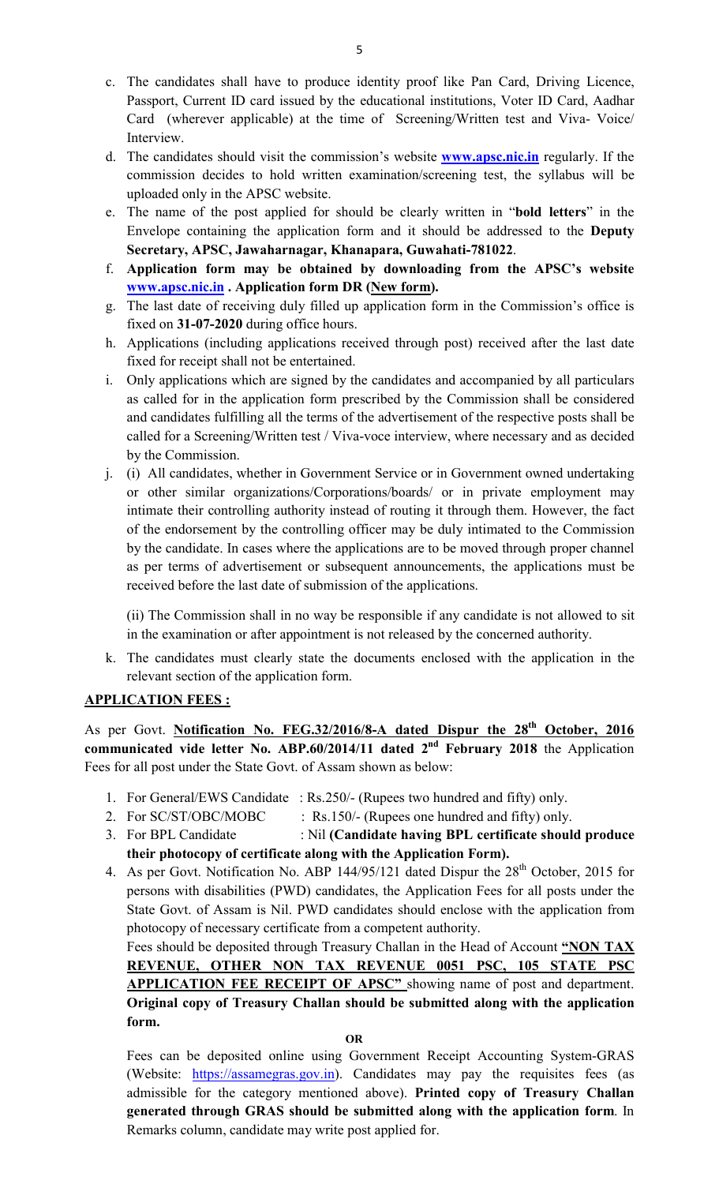c. The candidates shall have to produce identity proof like Pan Card, Driving Licence, Passport, Current ID card issued by the educational institutions, Voter ID Card, Aadhar Card (wherever applicable) at the time of Screening/Written test and Viva- Voice/ Interview.

d. The candidates should visit the commission's website **www.apsc.nic.in** regularly. If the commission decides to hold written examination/screening test, the syllabus will be uploaded only in the APSC website.

e. The name of the post applied for should be clearly written in "**bold letters**" in the Envelope containing the application form and it should be addressed to the **Deputy Secretary, APSC, Jawaharnagar, Khanapara, Guwahati-781022**.

f. **Application form may be obtained by downloading from the APSC's website www.apsc.nic.in . Application form DR (New form).**

g. The last date of receiving duly filled up application form in the Commission's office is fixed on **31-07-2020** during office hours.

h. Applications (including applications received through post) received after the last date fixed for receipt shall not be entertained.

i. Only applications which are signed by the candidates and accompanied by all particulars as called for in the application form prescribed by the Commission shall be considered and candidates fulfilling all the terms of the advertisement of the respective posts shall be called for a Screening/Written test / Viva-voce interview, where necessary and as decided by the Commission.

j. (i) All candidates, whether in Government Service or in Government owned undertaking or other similar organizations/Corporations/boards/ or in private employment may intimate their controlling authority instead of routing it through them. However, the fact of the endorsement by the controlling officer may be duly intimated to the Commission by the candidate. In cases where the applications are to be moved through proper channel as per terms of advertisement or subsequent announcements, the applications must be received before the last date of submission of the applications.

   (ii) The Commission shall in no way be responsible if any candidate is not allowed to sit in the examination or after appointment is not released by the concerned authority.

k. The candidates must clearly state the documents enclosed with the application in the relevant section of the application form.

**APPLICATION FEES :**

As per Govt. **Notification No. FEG.32/2016/8-A dated Dispur the 28th October, 2016 communicated vide letter No. ABP.60/2014/11 dated 2nd February 2018** the Application Fees for all post under the State Govt. of Assam shown as below:

1. For General/EWS Candidate : Rs.250/- (Rupees two hundred and fifty) only.
2. For SC/ST/OBC/MOBC : Rs.150/- (Rupees one hundred and fifty) only.
3. For BPL Candidate : Nil **(Candidate having BPL certificate should produce their photocopy of certificate along with the Application Form).**
4. As per Govt. Notification No. ABP 144/95/121 dated Dispur the 28th October, 2015 for persons with disabilities (PWD) candidates, the Application Fees for all posts under the State Govt. of Assam is Nil. PWD candidates should enclose with the application from photocopy of necessary certificate from a competent authority.

   Fees should be deposited through Treasury Challan in the Head of Account **"NON TAX REVENUE, OTHER NON TAX REVENUE 0051 PSC, 105 STATE PSC APPLICATION FEE RECEIPT OF APSC"** showing name of post and department. **Original copy of Treasury Challan should be submitted along with the application form.**

   **OR**

   Fees can be deposited online using Government Receipt Accounting System-GRAS (Website: https://assamegras.gov.in). Candidates may pay the requisites fees (as admissible for the category mentioned above). **Printed copy of Treasury Challan generated through GRAS should be submitted along with the application form**. In Remarks column, candidate may write post applied for.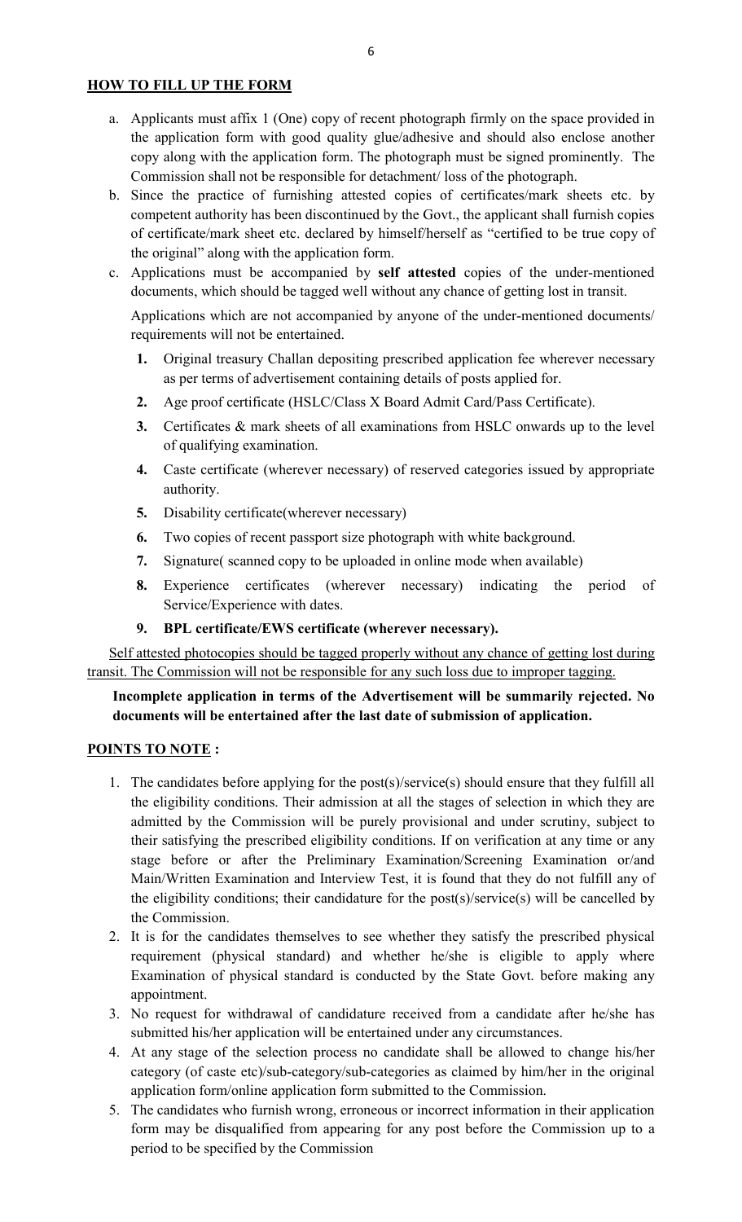## HOW TO FILL UP THE FORM

a. Applicants must affix 1 (One) copy of recent photograph firmly on the space provided in the application form with good quality glue/adhesive and should also enclose another copy along with the application form. The photograph must be signed prominently. The Commission shall not be responsible for detachment/ loss of the photograph.

b. Since the practice of furnishing attested copies of certificates/mark sheets etc. by competent authority has been discontinued by the Govt., the applicant shall furnish copies of certificate/mark sheet etc. declared by himself/herself as "certified to be true copy of the original" along with the application form.

c. Applications must be accompanied by **self attested** copies of the under-mentioned documents, which should be tagged well without any chance of getting lost in transit.

   Applications which are not accompanied by anyone of the under-mentioned documents/ requirements will not be entertained.

   **1.** Original treasury Challan depositing prescribed application fee wherever necessary as per terms of advertisement containing details of posts applied for.

   **2.** Age proof certificate (HSLC/Class X Board Admit Card/Pass Certificate).

   **3.** Certificates & mark sheets of all examinations from HSLC onwards up to the level of qualifying examination.

   **4.** Caste certificate (wherever necessary) of reserved categories issued by appropriate authority.

   **5.** Disability certificate(wherever necessary)

   **6.** Two copies of recent passport size photograph with white background.

   **7.** Signature( scanned copy to be uploaded in online mode when available)

   **8.** Experience certificates (wherever necessary) indicating the period of Service/Experience with dates.

   **9. BPL certificate/EWS certificate (wherever necessary).**

<u>Self attested photocopies should be tagged properly without any chance of getting lost during transit. The Commission will not be responsible for any such loss due to improper tagging.</u>

**Incomplete application in terms of the Advertisement will be summarily rejected. No documents will be entertained after the last date of submission of application.**

## POINTS TO NOTE :

1. The candidates before applying for the post(s)/service(s) should ensure that they fulfill all the eligibility conditions. Their admission at all the stages of selection in which they are admitted by the Commission will be purely provisional and under scrutiny, subject to their satisfying the prescribed eligibility conditions. If on verification at any time or any stage before or after the Preliminary Examination/Screening Examination or/and Main/Written Examination and Interview Test, it is found that they do not fulfill any of the eligibility conditions; their candidature for the post(s)/service(s) will be cancelled by the Commission.
2. It is for the candidates themselves to see whether they satisfy the prescribed physical requirement (physical standard) and whether he/she is eligible to apply where Examination of physical standard is conducted by the State Govt. before making any appointment.
3. No request for withdrawal of candidature received from a candidate after he/she has submitted his/her application will be entertained under any circumstances.
4. At any stage of the selection process no candidate shall be allowed to change his/her category (of caste etc)/sub-category/sub-categories as claimed by him/her in the original application form/online application form submitted to the Commission.
5. The candidates who furnish wrong, erroneous or incorrect information in their application form may be disqualified from appearing for any post before the Commission up to a period to be specified by the Commission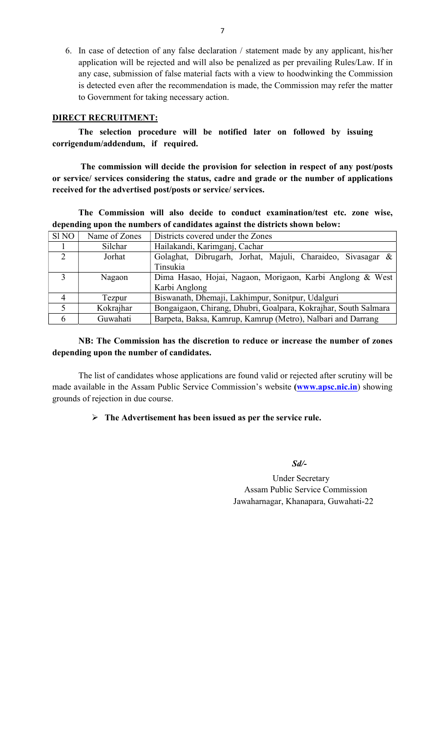6. In case of detection of any false declaration / statement made by any applicant, his/her application will be rejected and will also be penalized as per prevailing Rules/Law. If in any case, submission of false material facts with a view to hoodwinking the Commission is detected even after the recommendation is made, the Commission may refer the matter to Government for taking necessary action.

**DIRECT RECRUITMENT:**

**The selection procedure will be notified later on followed by issuing corrigendum/addendum, if required.**

**The commission will decide the provision for selection in respect of any post/posts or service/ services considering the status, cadre and grade or the number of applications received for the advertised post/posts or service/ services.**

**The Commission will also decide to conduct examination/test etc. zone wise, depending upon the numbers of candidates against the districts shown below:**

| Sl NO | Name of Zones | Districts covered under the Zones |
|---|---|---|
| 1 | Silchar | Hailakandi, Karimganj, Cachar |
| 2 | Jorhat | Golaghat, Dibrugarh, Jorhat, Majuli, Charaideo, Sivasagar & Tinsukia |
| 3 | Nagaon | Dima Hasao, Hojai, Nagaon, Morigaon, Karbi Anglong & West Karbi Anglong |
| 4 | Tezpur | Biswanath, Dhemaji, Lakhimpur, Sonitpur, Udalguri |
| 5 | Kokrajhar | Bongaigaon, Chirang, Dhubri, Goalpara, Kokrajhar, South Salmara |
| 6 | Guwahati | Barpeta, Baksa, Kamrup, Kamrup (Metro), Nalbari and Darrang |

**NB: The Commission has the discretion to reduce or increase the number of zones depending upon the number of candidates.**

The list of candidates whose applications are found valid or rejected after scrutiny will be made available in the Assam Public Service Commission's website (**www.apsc.nic.in**) showing grounds of rejection in due course.

- **The Advertisement has been issued as per the service rule.**

***Sd/-***

Under Secretary
Assam Public Service Commission
Jawaharnagar, Khanapara, Guwahati-22